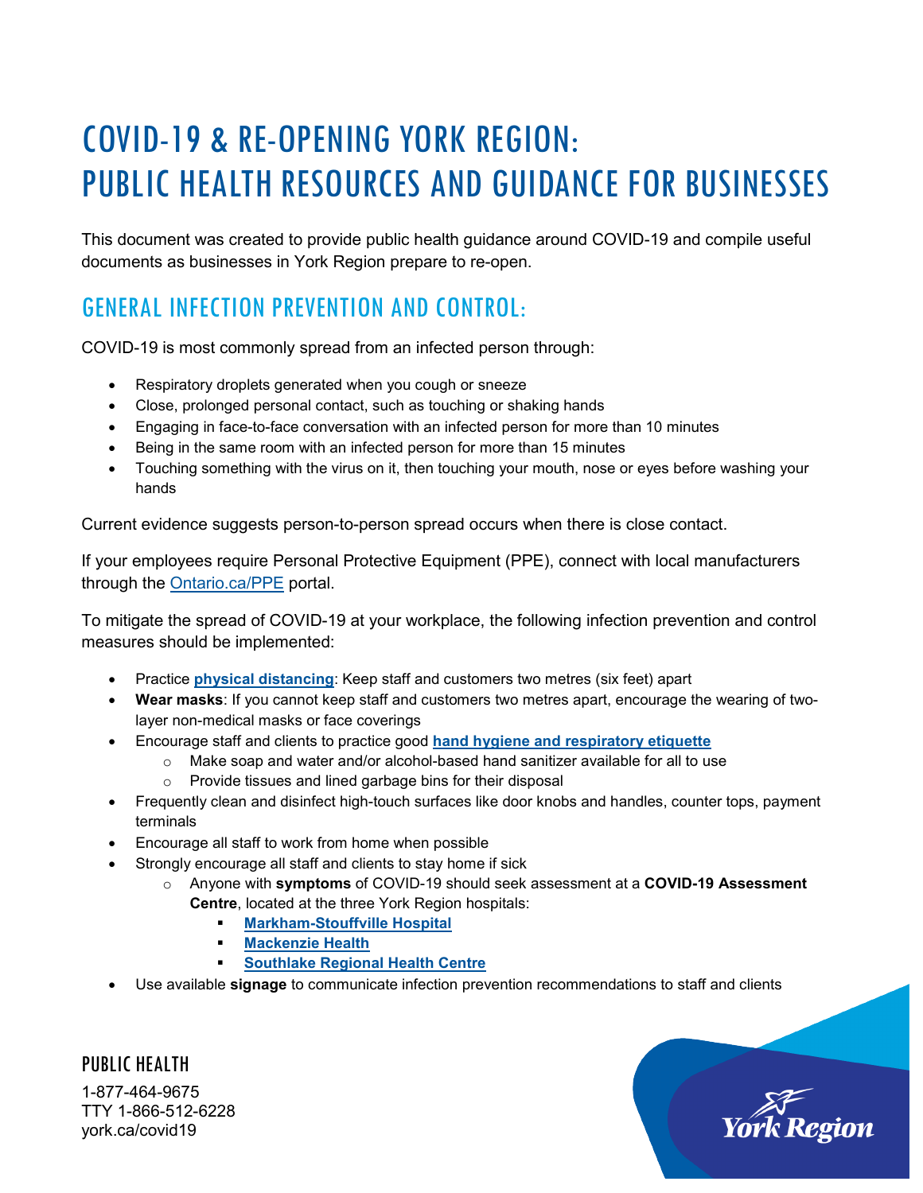# COVID-19 & RE-OPENING YORK REGION: PUBLIC HEALTH RESOURCES AND GUIDANCE FOR BUSINESSES

This document was created to provide public health guidance around COVID-19 and compile useful documents as businesses in York Region prepare to re-open.

## GENERAL INFECTION PREVENTION AND CONTROL:

COVID-19 is most commonly spread from an infected person through:

- Respiratory droplets generated when you cough or sneeze
- Close, prolonged personal contact, such as touching or shaking hands
- Engaging in face-to-face conversation with an infected person for more than 10 minutes
- Being in the same room with an infected person for more than 15 minutes
- Touching something with the virus on it, then touching your mouth, nose or eyes before washing your hands

Current evidence suggests person-to-person spread occurs when there is close contact.

If your employees require Personal Protective Equipment (PPE), connect with local manufacturers through the Ontario.ca/PPE portal.

To mitigate the spread of COVID-19 at your workplace, the following infection prevention and control measures should be implemented:

- Practice **physical distancing**: Keep staff and customers two metres (six feet) apart
- **Wear masks**: If you cannot keep staff and customers two metres apart, encourage the wearing of two-layer non-medical masks or face coverings
- Encourage staff and clients to practice good **hand hygiene and respiratory etiquette**
  - Make soap and water and/or alcohol-based hand sanitizer available for all to use
  - Provide tissues and lined garbage bins for their disposal
- Frequently clean and disinfect high-touch surfaces like door knobs and handles, counter tops, payment terminals
- Encourage all staff to work from home when possible
- Strongly encourage all staff and clients to stay home if sick
  - Anyone with **symptoms** of COVID-19 should seek assessment at a **COVID-19 Assessment Centre**, located at the three York Region hospitals:
    - **Markham-Stouffville Hospital**
    - **Mackenzie Health**
    - **Southlake Regional Health Centre**
- Use available **signage** to communicate infection prevention recommendations to staff and clients

PUBLIC HEALTH

1-877-464-9675
TTY 1-866-512-6228
york.ca/covid19

York Region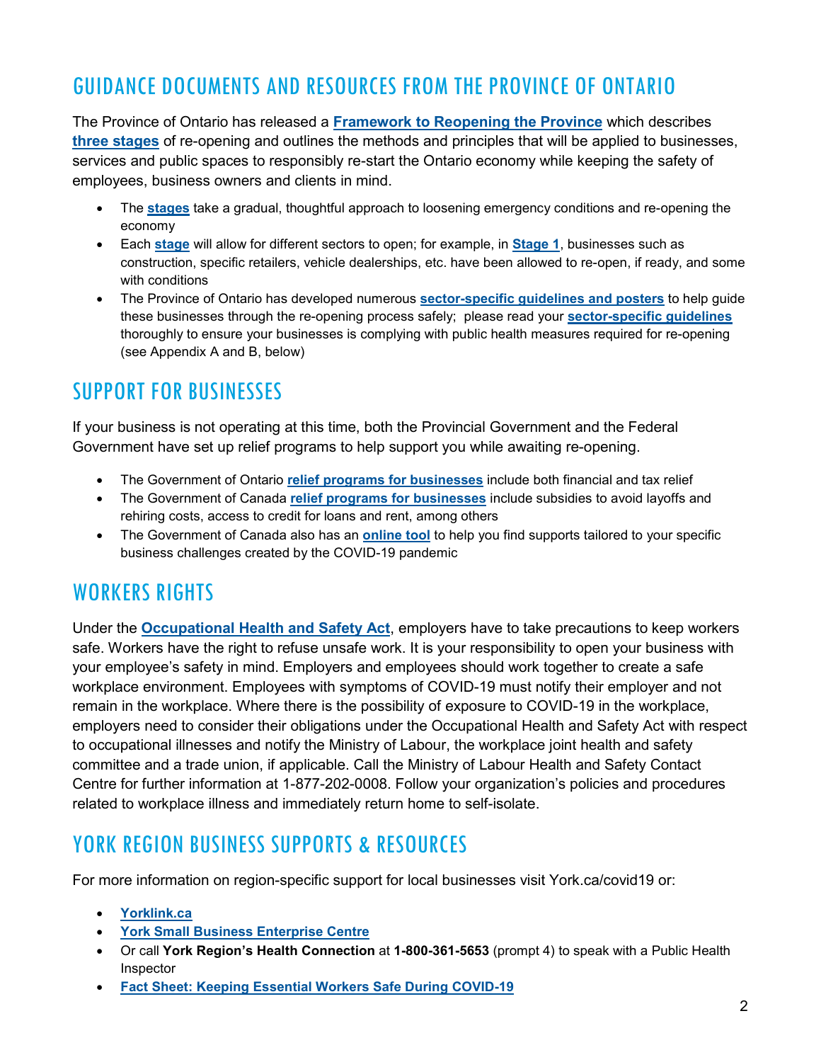## GUIDANCE DOCUMENTS AND RESOURCES FROM THE PROVINCE OF ONTARIO

The Province of Ontario has released a **Framework to Reopening the Province** which describes **three stages** of re-opening and outlines the methods and principles that will be applied to businesses, services and public spaces to responsibly re-start the Ontario economy while keeping the safety of employees, business owners and clients in mind.

- The **stages** take a gradual, thoughtful approach to loosening emergency conditions and re-opening the economy
- Each **stage** will allow for different sectors to open; for example, in **Stage 1**, businesses such as construction, specific retailers, vehicle dealerships, etc. have been allowed to re-open, if ready, and some with conditions
- The Province of Ontario has developed numerous **sector-specific guidelines and posters** to help guide these businesses through the re-opening process safely; please read your **sector-specific guidelines** thoroughly to ensure your businesses is complying with public health measures required for re-opening (see Appendix A and B, below)

## SUPPORT FOR BUSINESSES

If your business is not operating at this time, both the Provincial Government and the Federal Government have set up relief programs to help support you while awaiting re-opening.

- The Government of Ontario **relief programs for businesses** include both financial and tax relief
- The Government of Canada **relief programs for businesses** include subsidies to avoid layoffs and rehiring costs, access to credit for loans and rent, among others
- The Government of Canada also has an **online tool** to help you find supports tailored to your specific business challenges created by the COVID-19 pandemic

## WORKERS RIGHTS

Under the **Occupational Health and Safety Act**, employers have to take precautions to keep workers safe. Workers have the right to refuse unsafe work. It is your responsibility to open your business with your employee's safety in mind. Employers and employees should work together to create a safe workplace environment. Employees with symptoms of COVID-19 must notify their employer and not remain in the workplace. Where there is the possibility of exposure to COVID-19 in the workplace, employers need to consider their obligations under the Occupational Health and Safety Act with respect to occupational illnesses and notify the Ministry of Labour, the workplace joint health and safety committee and a trade union, if applicable. Call the Ministry of Labour Health and Safety Contact Centre for further information at 1-877-202-0008. Follow your organization's policies and procedures related to workplace illness and immediately return home to self-isolate.

## YORK REGION BUSINESS SUPPORTS & RESOURCES

For more information on region-specific support for local businesses visit York.ca/covid19 or:

- **Yorklink.ca**
- **York Small Business Enterprise Centre**
- Or call **York Region's Health Connection** at **1-800-361-5653** (prompt 4) to speak with a Public Health Inspector
- **Fact Sheet: Keeping Essential Workers Safe During COVID-19**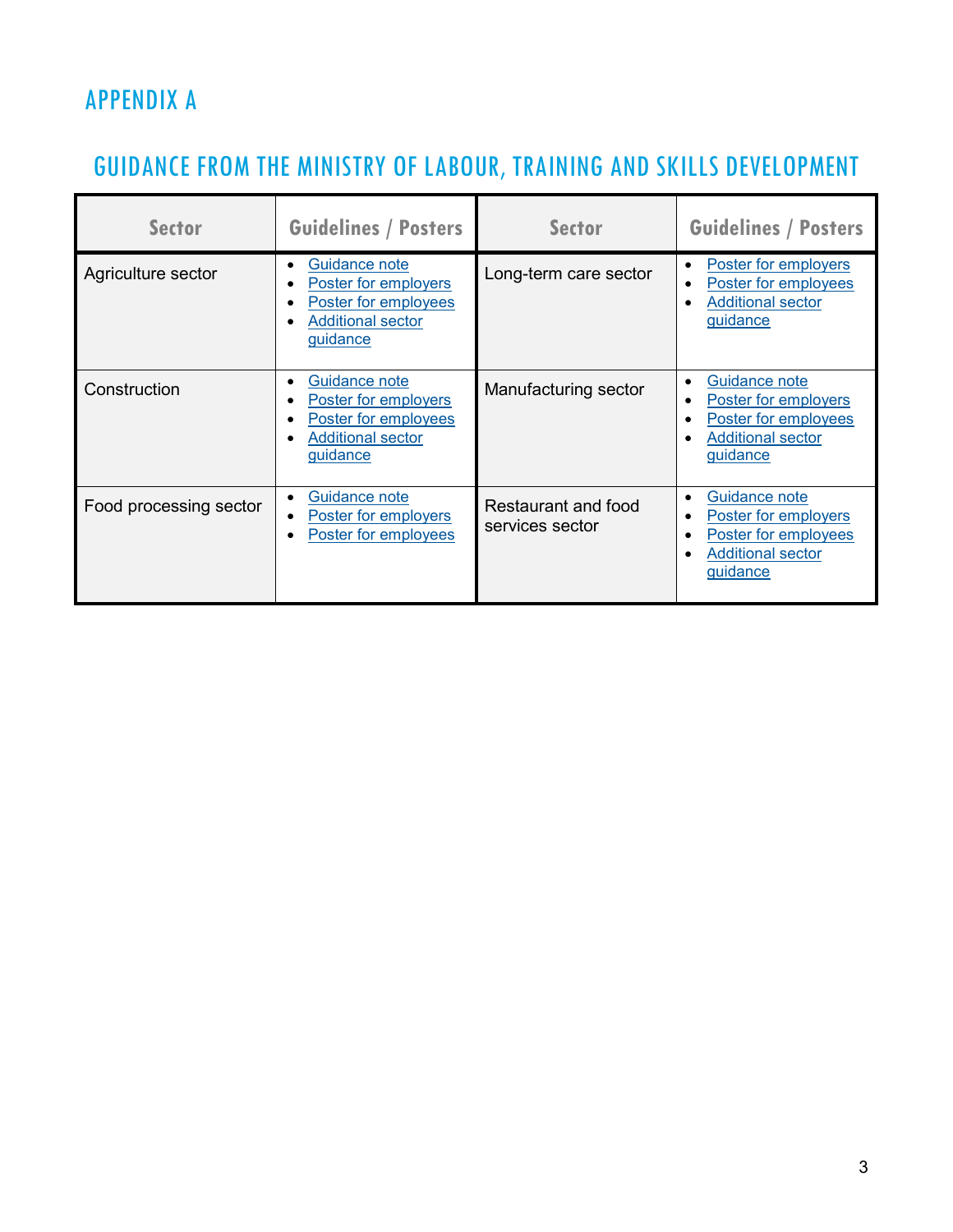# APPENDIX A

## GUIDANCE FROM THE MINISTRY OF LABOUR, TRAINING AND SKILLS DEVELOPMENT

| Sector | Guidelines / Posters | Sector | Guidelines / Posters |
|---|---|---|---|
| Agriculture sector | • Guidance note<br>• Poster for employers<br>• Poster for employees<br>• Additional sector guidance | Long-term care sector | • Poster for employers<br>• Poster for employees<br>• Additional sector guidance |
| Construction | • Guidance note<br>• Poster for employers<br>• Poster for employees<br>• Additional sector guidance | Manufacturing sector | • Guidance note<br>• Poster for employers<br>• Poster for employees<br>• Additional sector guidance |
| Food processing sector | • Guidance note<br>• Poster for employers<br>• Poster for employees | Restaurant and food services sector | • Guidance note<br>• Poster for employers<br>• Poster for employees<br>• Additional sector guidance |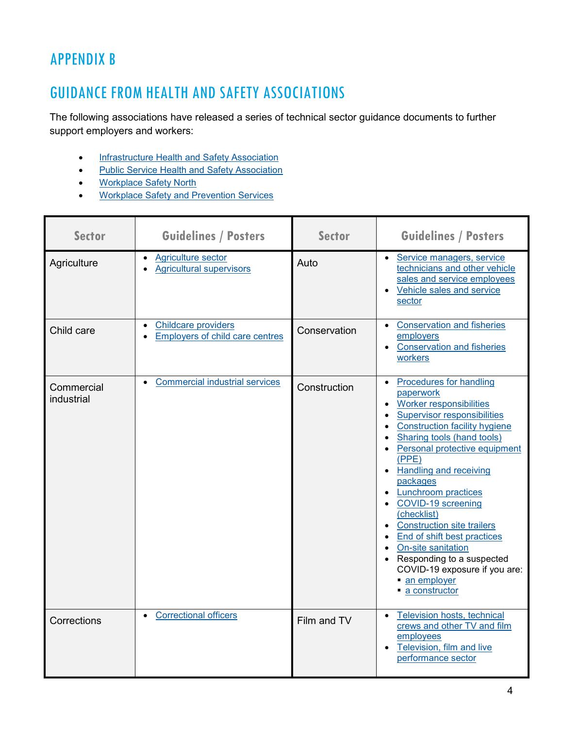# APPENDIX B

## GUIDANCE FROM HEALTH AND SAFETY ASSOCIATIONS

The following associations have released a series of technical sector guidance documents to further support employers and workers:

- Infrastructure Health and Safety Association
- Public Service Health and Safety Association
- Workplace Safety North
- Workplace Safety and Prevention Services

| Sector | Guidelines / Posters | Sector | Guidelines / Posters |
|---|---|---|---|
| Agriculture | • Agriculture sector<br>• Agricultural supervisors | Auto | • Service managers, service technicians and other vehicle sales and service employees<br>• Vehicle sales and service sector |
| Child care | • Childcare providers<br>• Employers of child care centres | Conservation | • Conservation and fisheries employers<br>• Conservation and fisheries workers |
| Commercial industrial | • Commercial industrial services | Construction | • Procedures for handling paperwork<br>• Worker responsibilities<br>• Supervisor responsibilities<br>• Construction facility hygiene<br>• Sharing tools (hand tools)<br>• Personal protective equipment (PPE)<br>• Handling and receiving packages<br>• Lunchroom practices<br>• COVID-19 screening (checklist)<br>• Construction site trailers<br>• End of shift best practices<br>• On-site sanitation<br>• Responding to a suspected COVID-19 exposure if you are:<br>&nbsp;&nbsp;▪ an employer<br>&nbsp;&nbsp;▪ a constructor |
| Corrections | • Correctional officers | Film and TV | • Television hosts, technical crews and other TV and film employees<br>• Television, film and live performance sector |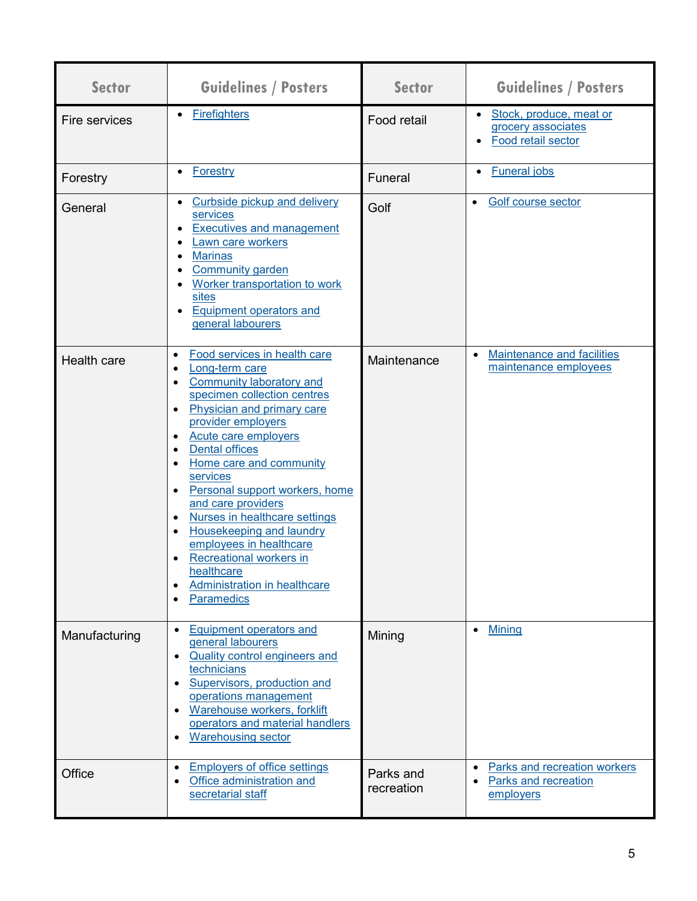| Sector | Guidelines / Posters | Sector | Guidelines / Posters |
|---|---|---|---|
| Fire services | • Firefighters | Food retail | • Stock, produce, meat or grocery associates<br>• Food retail sector |
| Forestry | • Forestry | Funeral | • Funeral jobs |
| General | • Curbside pickup and delivery services<br>• Executives and management<br>• Lawn care workers<br>• Marinas<br>• Community garden<br>• Worker transportation to work sites<br>• Equipment operators and general labourers | Golf | • Golf course sector |
| Health care | • Food services in health care<br>• Long-term care<br>• Community laboratory and specimen collection centres<br>• Physician and primary care provider employers<br>• Acute care employers<br>• Dental offices<br>• Home care and community services<br>• Personal support workers, home and care providers<br>• Nurses in healthcare settings<br>• Housekeeping and laundry employees in healthcare<br>• Recreational workers in healthcare<br>• Administration in healthcare<br>• Paramedics | Maintenance | • Maintenance and facilities maintenance employees |
| Manufacturing | • Equipment operators and general labourers<br>• Quality control engineers and technicians<br>• Supervisors, production and operations management<br>• Warehouse workers, forklift operators and material handlers<br>• Warehousing sector | Mining | • Mining |
| Office | • Employers of office settings<br>• Office administration and secretarial staff | Parks and recreation | • Parks and recreation workers<br>• Parks and recreation employers |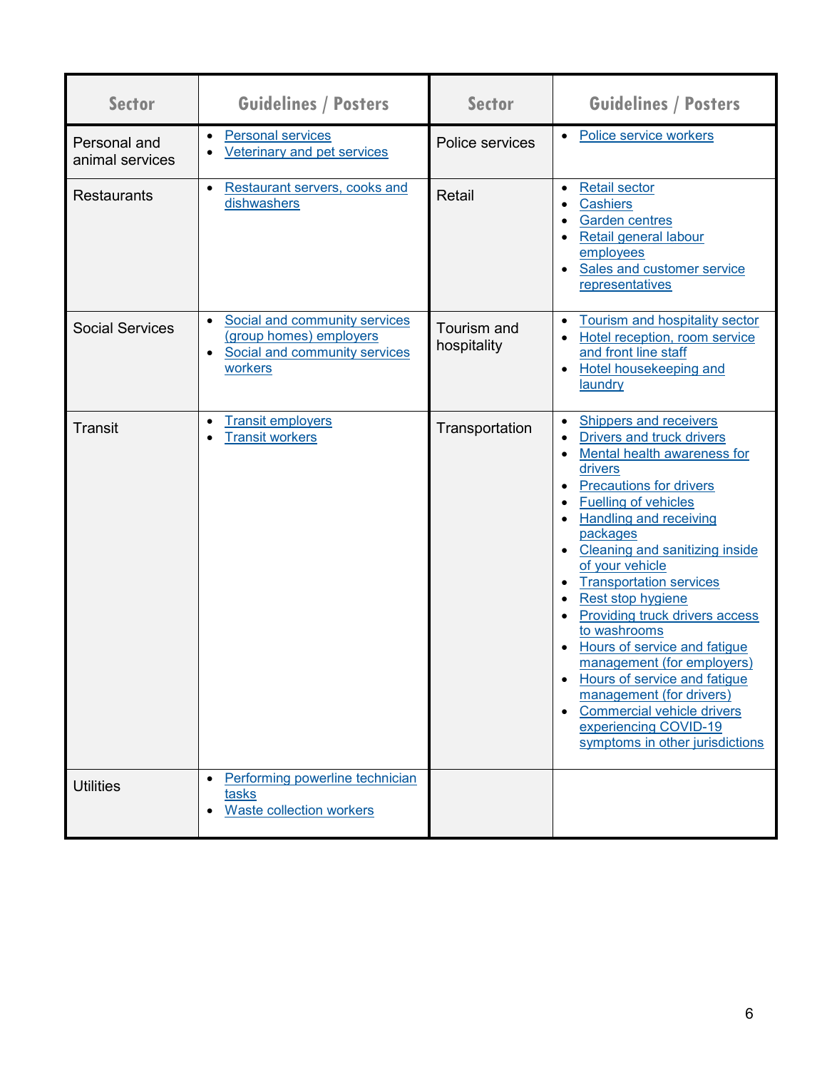| Sector | Guidelines / Posters | Sector | Guidelines / Posters |
|---|---|---|---|
| Personal and animal services | • Personal services<br>• Veterinary and pet services | Police services | • Police service workers |
| Restaurants | • Restaurant servers, cooks and dishwashers | Retail | • Retail sector<br>• Cashiers<br>• Garden centres<br>• Retail general labour employees<br>• Sales and customer service representatives |
| Social Services | • Social and community services (group homes) employers<br>• Social and community services workers | Tourism and hospitality | • Tourism and hospitality sector<br>• Hotel reception, room service and front line staff<br>• Hotel housekeeping and laundry |
| Transit | • Transit employers<br>• Transit workers | Transportation | • Shippers and receivers<br>• Drivers and truck drivers<br>• Mental health awareness for drivers<br>• Precautions for drivers<br>• Fuelling of vehicles<br>• Handling and receiving packages<br>• Cleaning and sanitizing inside of your vehicle<br>• Transportation services<br>• Rest stop hygiene<br>• Providing truck drivers access to washrooms<br>• Hours of service and fatigue management (for employers)<br>• Hours of service and fatigue management (for drivers)<br>• Commercial vehicle drivers experiencing COVID-19 symptoms in other jurisdictions |
| Utilities | • Performing powerline technician tasks<br>• Waste collection workers | | |